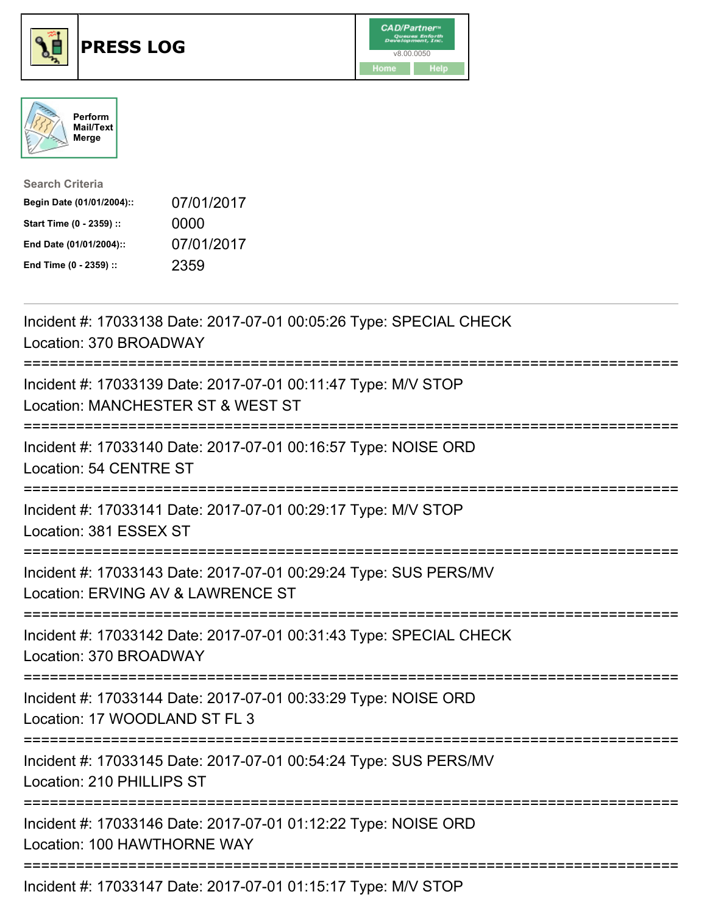# PRESS LOG

CAD/Partner v8.00.0050

Home | Help

Perform Mail/Text Merge

**Search Criteria**

| | |
|---|---|
| **Begin Date (01/01/2004)::** | 07/01/2017 |
| **Start Time (0 - 2359) ::** | 0000 |
| **End Date (01/01/2004)::** | 07/01/2017 |
| **End Time (0 - 2359) ::** | 2359 |

---

Incident #: 17033138 Date: 2017-07-01 00:05:26 Type: SPECIAL CHECK
Location: 370 BROADWAY

===========================================================================

Incident #: 17033139 Date: 2017-07-01 00:11:47 Type: M/V STOP
Location: MANCHESTER ST & WEST ST

===========================================================================

Incident #: 17033140 Date: 2017-07-01 00:16:57 Type: NOISE ORD
Location: 54 CENTRE ST

===========================================================================

Incident #: 17033141 Date: 2017-07-01 00:29:17 Type: M/V STOP
Location: 381 ESSEX ST

===========================================================================

Incident #: 17033143 Date: 2017-07-01 00:29:24 Type: SUS PERS/MV
Location: ERVING AV & LAWRENCE ST

===========================================================================

Incident #: 17033142 Date: 2017-07-01 00:31:43 Type: SPECIAL CHECK
Location: 370 BROADWAY

===========================================================================

Incident #: 17033144 Date: 2017-07-01 00:33:29 Type: NOISE ORD
Location: 17 WOODLAND ST FL 3

===========================================================================

Incident #: 17033145 Date: 2017-07-01 00:54:24 Type: SUS PERS/MV
Location: 210 PHILLIPS ST

===========================================================================

Incident #: 17033146 Date: 2017-07-01 01:12:22 Type: NOISE ORD
Location: 100 HAWTHORNE WAY

===========================================================================

Incident #: 17033147 Date: 2017-07-01 01:15:17 Type: M/V STOP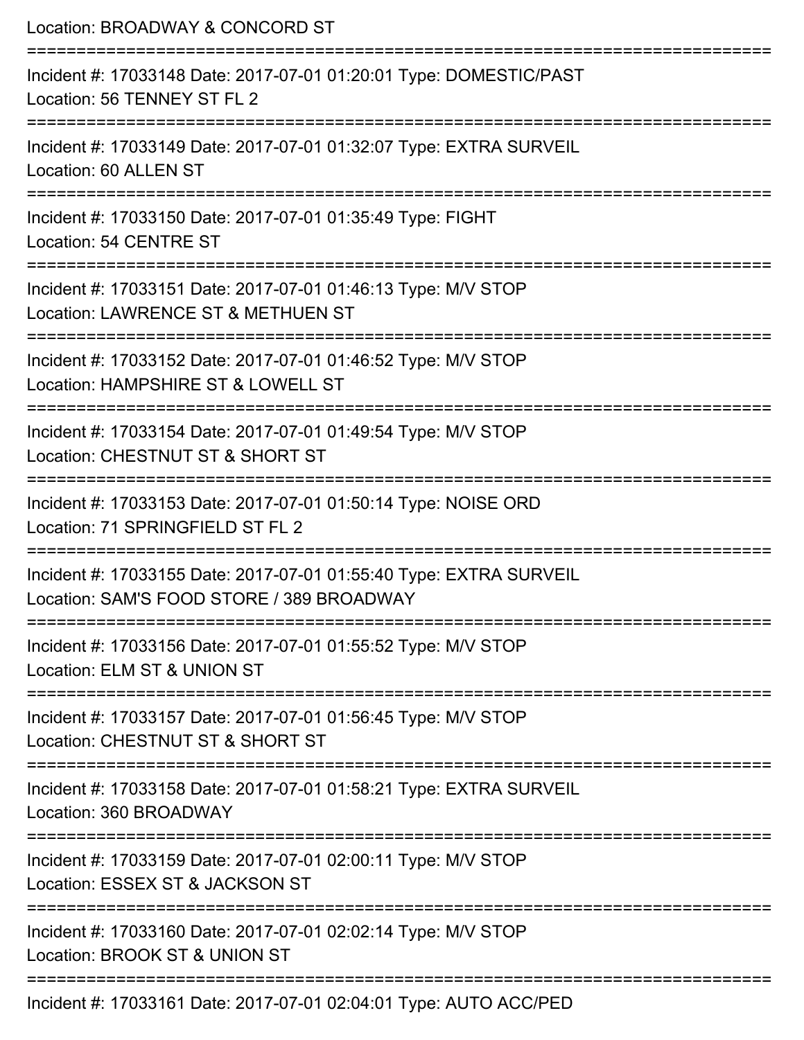Location: BROADWAY & CONCORD ST

===========================================================================

Incident #: 17033148 Date: 2017-07-01 01:20:01 Type: DOMESTIC/PAST
Location: 56 TENNEY ST FL 2

===========================================================================

Incident #: 17033149 Date: 2017-07-01 01:32:07 Type: EXTRA SURVEIL
Location: 60 ALLEN ST

===========================================================================

Incident #: 17033150 Date: 2017-07-01 01:35:49 Type: FIGHT
Location: 54 CENTRE ST

===========================================================================

Incident #: 17033151 Date: 2017-07-01 01:46:13 Type: M/V STOP
Location: LAWRENCE ST & METHUEN ST

===========================================================================

Incident #: 17033152 Date: 2017-07-01 01:46:52 Type: M/V STOP
Location: HAMPSHIRE ST & LOWELL ST

===========================================================================

Incident #: 17033154 Date: 2017-07-01 01:49:54 Type: M/V STOP
Location: CHESTNUT ST & SHORT ST

===========================================================================

Incident #: 17033153 Date: 2017-07-01 01:50:14 Type: NOISE ORD
Location: 71 SPRINGFIELD ST FL 2

===========================================================================

Incident #: 17033155 Date: 2017-07-01 01:55:40 Type: EXTRA SURVEIL
Location: SAM'S FOOD STORE / 389 BROADWAY

===========================================================================

Incident #: 17033156 Date: 2017-07-01 01:55:52 Type: M/V STOP
Location: ELM ST & UNION ST

===========================================================================

Incident #: 17033157 Date: 2017-07-01 01:56:45 Type: M/V STOP
Location: CHESTNUT ST & SHORT ST

===========================================================================

Incident #: 17033158 Date: 2017-07-01 01:58:21 Type: EXTRA SURVEIL
Location: 360 BROADWAY

===========================================================================

Incident #: 17033159 Date: 2017-07-01 02:00:11 Type: M/V STOP
Location: ESSEX ST & JACKSON ST

===========================================================================

Incident #: 17033160 Date: 2017-07-01 02:02:14 Type: M/V STOP
Location: BROOK ST & UNION ST

===========================================================================

Incident #: 17033161 Date: 2017-07-01 02:04:01 Type: AUTO ACC/PED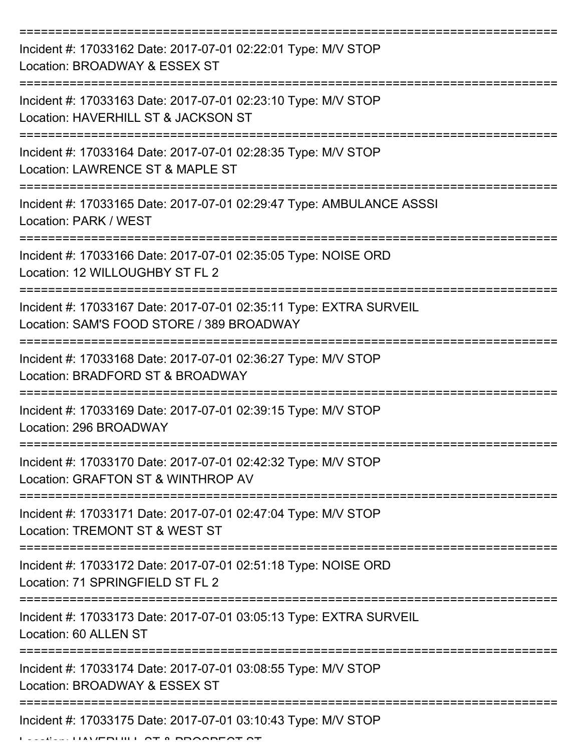===========================================================================
Incident #: 17033162 Date: 2017-07-01 02:22:01 Type: M/V STOP
Location: BROADWAY & ESSEX ST
===========================================================================
Incident #: 17033163 Date: 2017-07-01 02:23:10 Type: M/V STOP
Location: HAVERHILL ST & JACKSON ST
===========================================================================
Incident #: 17033164 Date: 2017-07-01 02:28:35 Type: M/V STOP
Location: LAWRENCE ST & MAPLE ST
===========================================================================
Incident #: 17033165 Date: 2017-07-01 02:29:47 Type: AMBULANCE ASSSI
Location: PARK / WEST
===========================================================================
Incident #: 17033166 Date: 2017-07-01 02:35:05 Type: NOISE ORD
Location: 12 WILLOUGHBY ST FL 2
===========================================================================
Incident #: 17033167 Date: 2017-07-01 02:35:11 Type: EXTRA SURVEIL
Location: SAM'S FOOD STORE / 389 BROADWAY
===========================================================================
Incident #: 17033168 Date: 2017-07-01 02:36:27 Type: M/V STOP
Location: BRADFORD ST & BROADWAY
===========================================================================
Incident #: 17033169 Date: 2017-07-01 02:39:15 Type: M/V STOP
Location: 296 BROADWAY
===========================================================================
Incident #: 17033170 Date: 2017-07-01 02:42:32 Type: M/V STOP
Location: GRAFTON ST & WINTHROP AV
===========================================================================
Incident #: 17033171 Date: 2017-07-01 02:47:04 Type: M/V STOP
Location: TREMONT ST & WEST ST
===========================================================================
Incident #: 17033172 Date: 2017-07-01 02:51:18 Type: NOISE ORD
Location: 71 SPRINGFIELD ST FL 2
===========================================================================
Incident #: 17033173 Date: 2017-07-01 03:05:13 Type: EXTRA SURVEIL
Location: 60 ALLEN ST
===========================================================================
Incident #: 17033174 Date: 2017-07-01 03:08:55 Type: M/V STOP
Location: BROADWAY & ESSEX ST
===========================================================================
Incident #: 17033175 Date: 2017-07-01 03:10:43 Type: M/V STOP
Location: HAVERHILL ST & PROSPECT ST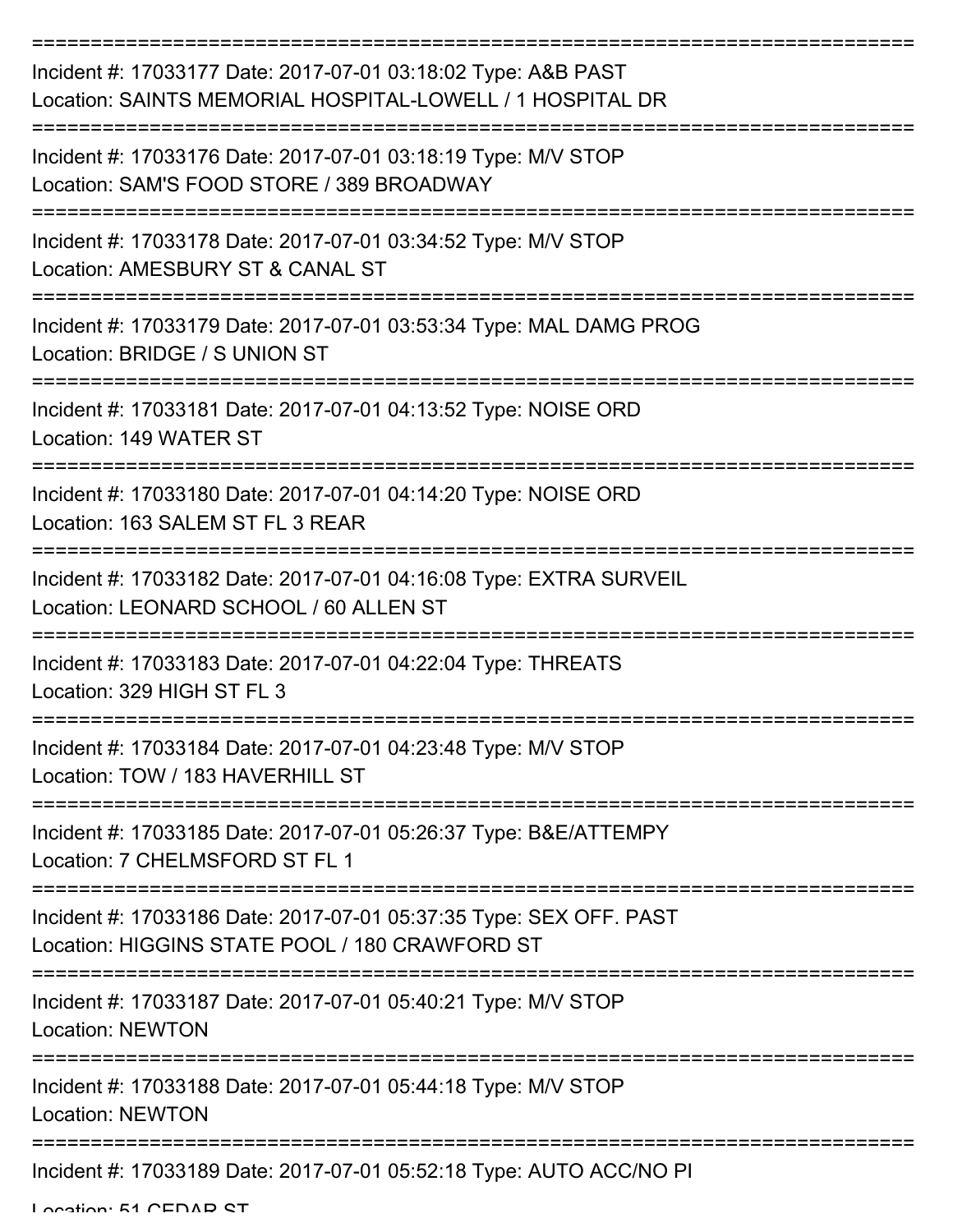===========================================================================

Incident #: 17033177 Date: 2017-07-01 03:18:02 Type: A&B PAST
Location: SAINTS MEMORIAL HOSPITAL-LOWELL / 1 HOSPITAL DR

===========================================================================

Incident #: 17033176 Date: 2017-07-01 03:18:19 Type: M/V STOP
Location: SAM'S FOOD STORE / 389 BROADWAY

===========================================================================

Incident #: 17033178 Date: 2017-07-01 03:34:52 Type: M/V STOP
Location: AMESBURY ST & CANAL ST

===========================================================================

Incident #: 17033179 Date: 2017-07-01 03:53:34 Type: MAL DAMG PROG
Location: BRIDGE / S UNION ST

===========================================================================

Incident #: 17033181 Date: 2017-07-01 04:13:52 Type: NOISE ORD
Location: 149 WATER ST

===========================================================================

Incident #: 17033180 Date: 2017-07-01 04:14:20 Type: NOISE ORD
Location: 163 SALEM ST FL 3 REAR

===========================================================================

Incident #: 17033182 Date: 2017-07-01 04:16:08 Type: EXTRA SURVEIL
Location: LEONARD SCHOOL / 60 ALLEN ST

===========================================================================

Incident #: 17033183 Date: 2017-07-01 04:22:04 Type: THREATS
Location: 329 HIGH ST FL 3

===========================================================================

Incident #: 17033184 Date: 2017-07-01 04:23:48 Type: M/V STOP
Location: TOW / 183 HAVERHILL ST

===========================================================================

Incident #: 17033185 Date: 2017-07-01 05:26:37 Type: B&E/ATTEMPY
Location: 7 CHELMSFORD ST FL 1

===========================================================================

Incident #: 17033186 Date: 2017-07-01 05:37:35 Type: SEX OFF. PAST
Location: HIGGINS STATE POOL / 180 CRAWFORD ST

===========================================================================

Incident #: 17033187 Date: 2017-07-01 05:40:21 Type: M/V STOP
Location: NEWTON

===========================================================================

Incident #: 17033188 Date: 2017-07-01 05:44:18 Type: M/V STOP
Location: NEWTON

===========================================================================

Incident #: 17033189 Date: 2017-07-01 05:52:18 Type: AUTO ACC/NO PI
Location: 51 CEDAR ST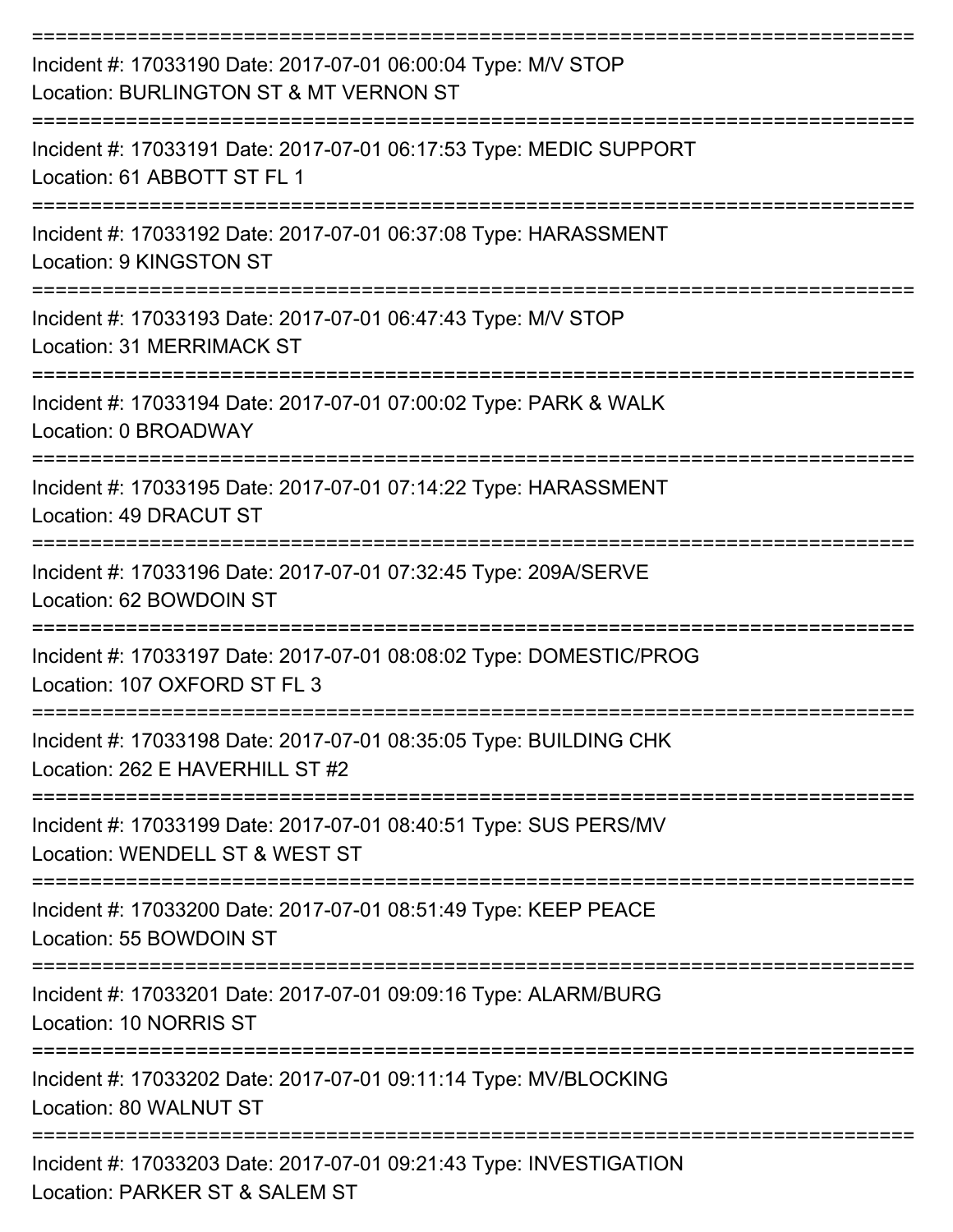===========================================================================

Incident #: 17033190 Date: 2017-07-01 06:00:04 Type: M/V STOP
Location: BURLINGTON ST & MT VERNON ST

===========================================================================

Incident #: 17033191 Date: 2017-07-01 06:17:53 Type: MEDIC SUPPORT
Location: 61 ABBOTT ST FL 1

===========================================================================

Incident #: 17033192 Date: 2017-07-01 06:37:08 Type: HARASSMENT
Location: 9 KINGSTON ST

===========================================================================

Incident #: 17033193 Date: 2017-07-01 06:47:43 Type: M/V STOP
Location: 31 MERRIMACK ST

===========================================================================

Incident #: 17033194 Date: 2017-07-01 07:00:02 Type: PARK & WALK
Location: 0 BROADWAY

===========================================================================

Incident #: 17033195 Date: 2017-07-01 07:14:22 Type: HARASSMENT
Location: 49 DRACUT ST

===========================================================================

Incident #: 17033196 Date: 2017-07-01 07:32:45 Type: 209A/SERVE
Location: 62 BOWDOIN ST

===========================================================================

Incident #: 17033197 Date: 2017-07-01 08:08:02 Type: DOMESTIC/PROG
Location: 107 OXFORD ST FL 3

===========================================================================

Incident #: 17033198 Date: 2017-07-01 08:35:05 Type: BUILDING CHK
Location: 262 E HAVERHILL ST #2

===========================================================================

Incident #: 17033199 Date: 2017-07-01 08:40:51 Type: SUS PERS/MV
Location: WENDELL ST & WEST ST

===========================================================================

Incident #: 17033200 Date: 2017-07-01 08:51:49 Type: KEEP PEACE
Location: 55 BOWDOIN ST

===========================================================================

Incident #: 17033201 Date: 2017-07-01 09:09:16 Type: ALARM/BURG
Location: 10 NORRIS ST

===========================================================================

Incident #: 17033202 Date: 2017-07-01 09:11:14 Type: MV/BLOCKING
Location: 80 WALNUT ST

===========================================================================

Incident #: 17033203 Date: 2017-07-01 09:21:43 Type: INVESTIGATION
Location: PARKER ST & SALEM ST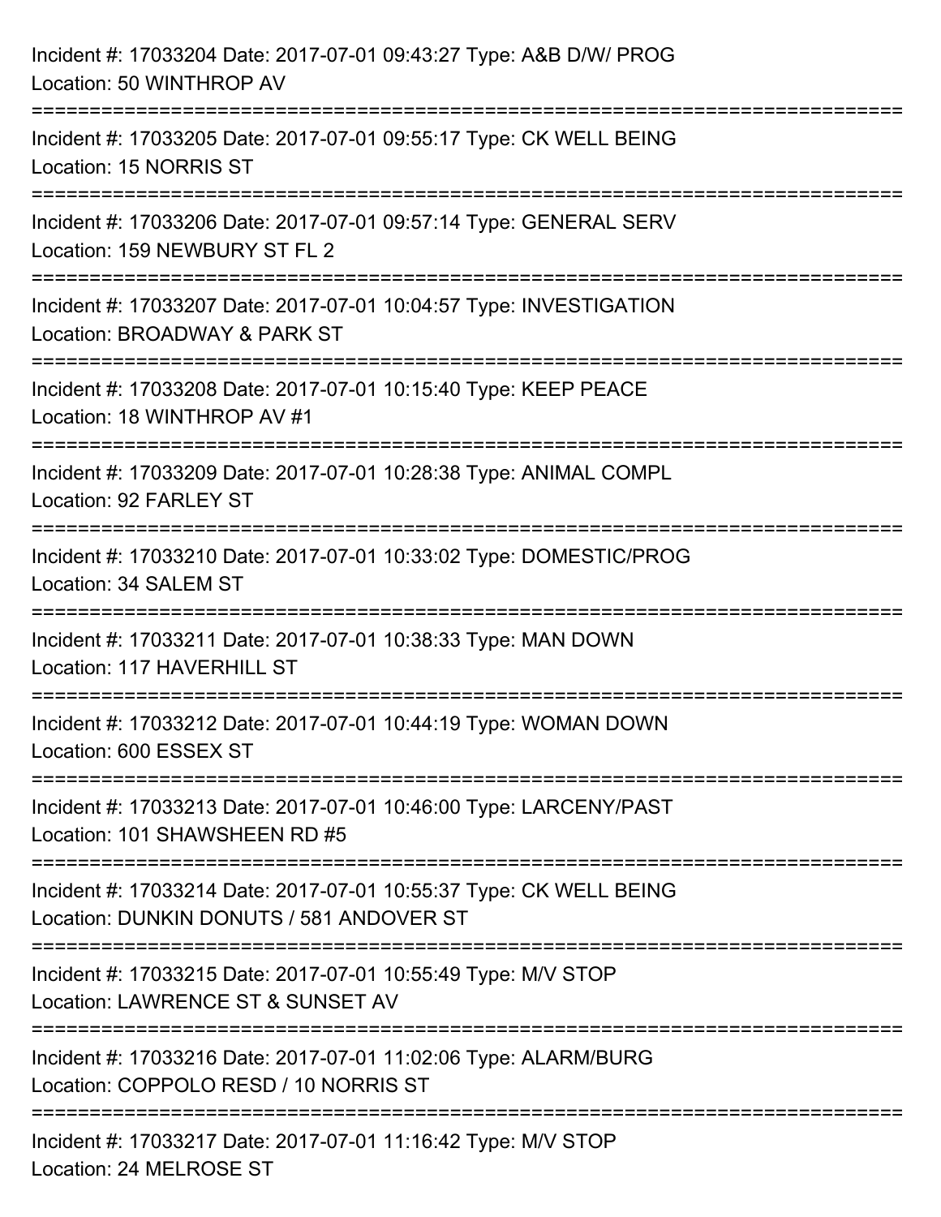Incident #: 17033204 Date: 2017-07-01 09:43:27 Type: A&B D/W/ PROG
Location: 50 WINTHROP AV

===========================================================================

Incident #: 17033205 Date: 2017-07-01 09:55:17 Type: CK WELL BEING
Location: 15 NORRIS ST

===========================================================================

Incident #: 17033206 Date: 2017-07-01 09:57:14 Type: GENERAL SERV
Location: 159 NEWBURY ST FL 2

===========================================================================

Incident #: 17033207 Date: 2017-07-01 10:04:57 Type: INVESTIGATION
Location: BROADWAY & PARK ST

===========================================================================

Incident #: 17033208 Date: 2017-07-01 10:15:40 Type: KEEP PEACE
Location: 18 WINTHROP AV #1

===========================================================================

Incident #: 17033209 Date: 2017-07-01 10:28:38 Type: ANIMAL COMPL
Location: 92 FARLEY ST

===========================================================================

Incident #: 17033210 Date: 2017-07-01 10:33:02 Type: DOMESTIC/PROG
Location: 34 SALEM ST

===========================================================================

Incident #: 17033211 Date: 2017-07-01 10:38:33 Type: MAN DOWN
Location: 117 HAVERHILL ST

===========================================================================

Incident #: 17033212 Date: 2017-07-01 10:44:19 Type: WOMAN DOWN
Location: 600 ESSEX ST

===========================================================================

Incident #: 17033213 Date: 2017-07-01 10:46:00 Type: LARCENY/PAST
Location: 101 SHAWSHEEN RD #5

===========================================================================

Incident #: 17033214 Date: 2017-07-01 10:55:37 Type: CK WELL BEING
Location: DUNKIN DONUTS / 581 ANDOVER ST

===========================================================================

Incident #: 17033215 Date: 2017-07-01 10:55:49 Type: M/V STOP
Location: LAWRENCE ST & SUNSET AV

===========================================================================

Incident #: 17033216 Date: 2017-07-01 11:02:06 Type: ALARM/BURG
Location: COPPOLO RESD / 10 NORRIS ST

===========================================================================

Incident #: 17033217 Date: 2017-07-01 11:16:42 Type: M/V STOP
Location: 24 MELROSE ST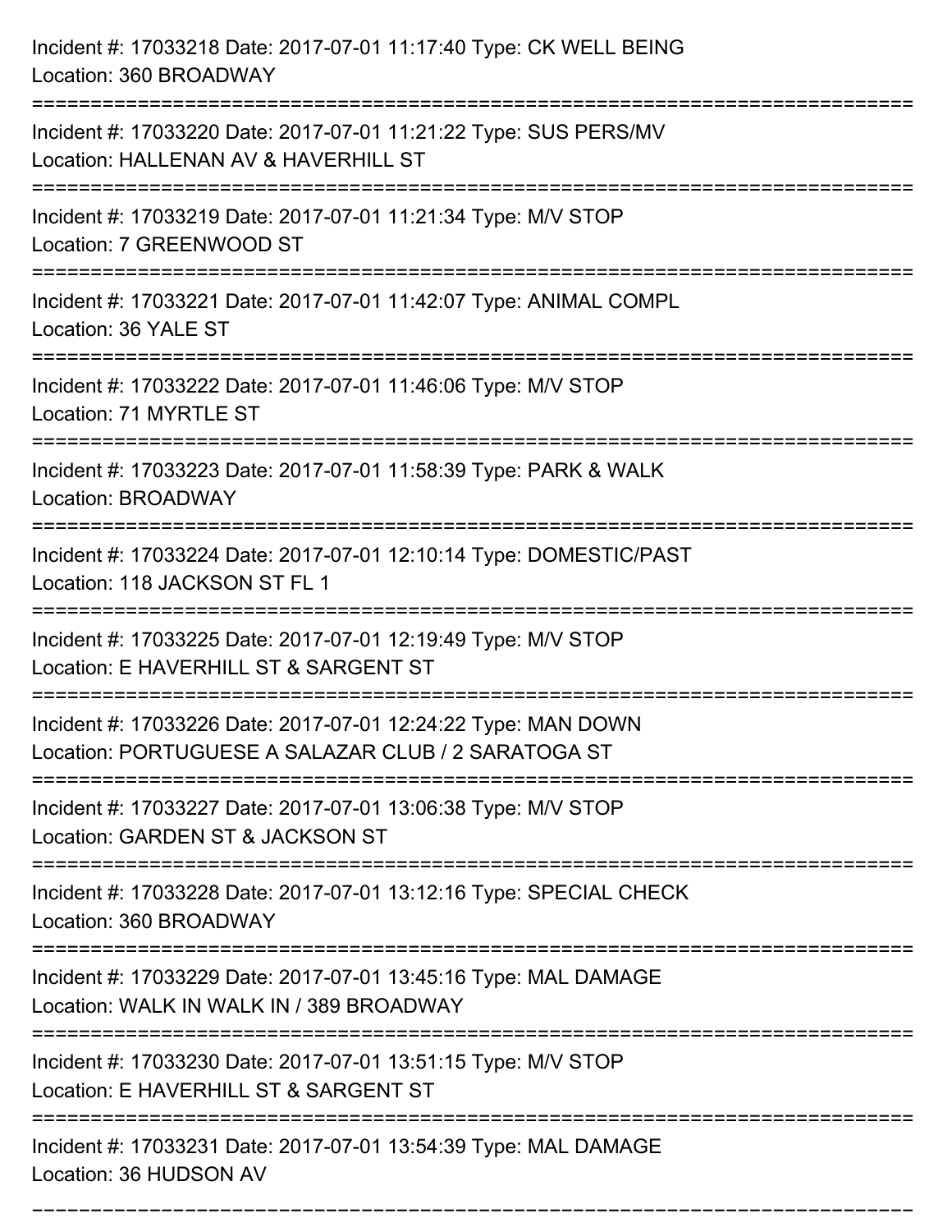Incident #: 17033218 Date: 2017-07-01 11:17:40 Type: CK WELL BEING
Location: 360 BROADWAY

===========================================================================

Incident #: 17033220 Date: 2017-07-01 11:21:22 Type: SUS PERS/MV
Location: HALLENAN AV & HAVERHILL ST

===========================================================================

Incident #: 17033219 Date: 2017-07-01 11:21:34 Type: M/V STOP
Location: 7 GREENWOOD ST

===========================================================================

Incident #: 17033221 Date: 2017-07-01 11:42:07 Type: ANIMAL COMPL
Location: 36 YALE ST

===========================================================================

Incident #: 17033222 Date: 2017-07-01 11:46:06 Type: M/V STOP
Location: 71 MYRTLE ST

===========================================================================

Incident #: 17033223 Date: 2017-07-01 11:58:39 Type: PARK & WALK
Location: BROADWAY

===========================================================================

Incident #: 17033224 Date: 2017-07-01 12:10:14 Type: DOMESTIC/PAST
Location: 118 JACKSON ST FL 1

===========================================================================

Incident #: 17033225 Date: 2017-07-01 12:19:49 Type: M/V STOP
Location: E HAVERHILL ST & SARGENT ST

===========================================================================

Incident #: 17033226 Date: 2017-07-01 12:24:22 Type: MAN DOWN
Location: PORTUGUESE A SALAZAR CLUB / 2 SARATOGA ST

===========================================================================

Incident #: 17033227 Date: 2017-07-01 13:06:38 Type: M/V STOP
Location: GARDEN ST & JACKSON ST

===========================================================================

Incident #: 17033228 Date: 2017-07-01 13:12:16 Type: SPECIAL CHECK
Location: 360 BROADWAY

===========================================================================

Incident #: 17033229 Date: 2017-07-01 13:45:16 Type: MAL DAMAGE
Location: WALK IN WALK IN / 389 BROADWAY

===========================================================================

Incident #: 17033230 Date: 2017-07-01 13:51:15 Type: M/V STOP
Location: E HAVERHILL ST & SARGENT ST

===========================================================================

Incident #: 17033231 Date: 2017-07-01 13:54:39 Type: MAL DAMAGE
Location: 36 HUDSON AV

===========================================================================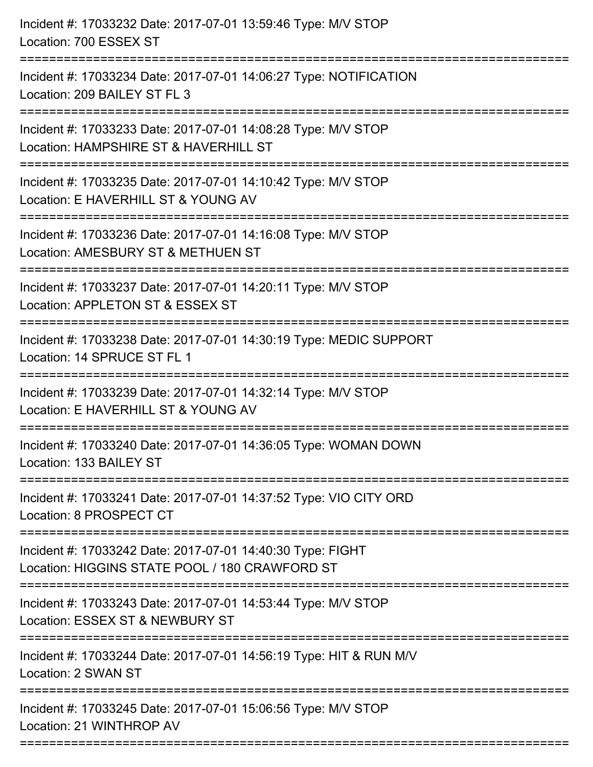Incident #: 17033232 Date: 2017-07-01 13:59:46 Type: M/V STOP
Location: 700 ESSEX ST

===========================================================================

Incident #: 17033234 Date: 2017-07-01 14:06:27 Type: NOTIFICATION
Location: 209 BAILEY ST FL 3

===========================================================================

Incident #: 17033233 Date: 2017-07-01 14:08:28 Type: M/V STOP
Location: HAMPSHIRE ST & HAVERHILL ST

===========================================================================

Incident #: 17033235 Date: 2017-07-01 14:10:42 Type: M/V STOP
Location: E HAVERHILL ST & YOUNG AV

===========================================================================

Incident #: 17033236 Date: 2017-07-01 14:16:08 Type: M/V STOP
Location: AMESBURY ST & METHUEN ST

===========================================================================

Incident #: 17033237 Date: 2017-07-01 14:20:11 Type: M/V STOP
Location: APPLETON ST & ESSEX ST

===========================================================================

Incident #: 17033238 Date: 2017-07-01 14:30:19 Type: MEDIC SUPPORT
Location: 14 SPRUCE ST FL 1

===========================================================================

Incident #: 17033239 Date: 2017-07-01 14:32:14 Type: M/V STOP
Location: E HAVERHILL ST & YOUNG AV

===========================================================================

Incident #: 17033240 Date: 2017-07-01 14:36:05 Type: WOMAN DOWN
Location: 133 BAILEY ST

===========================================================================

Incident #: 17033241 Date: 2017-07-01 14:37:52 Type: VIO CITY ORD
Location: 8 PROSPECT CT

===========================================================================

Incident #: 17033242 Date: 2017-07-01 14:40:30 Type: FIGHT
Location: HIGGINS STATE POOL / 180 CRAWFORD ST

===========================================================================

Incident #: 17033243 Date: 2017-07-01 14:53:44 Type: M/V STOP
Location: ESSEX ST & NEWBURY ST

===========================================================================

Incident #: 17033244 Date: 2017-07-01 14:56:19 Type: HIT & RUN M/V
Location: 2 SWAN ST

===========================================================================

Incident #: 17033245 Date: 2017-07-01 15:06:56 Type: M/V STOP
Location: 21 WINTHROP AV

===========================================================================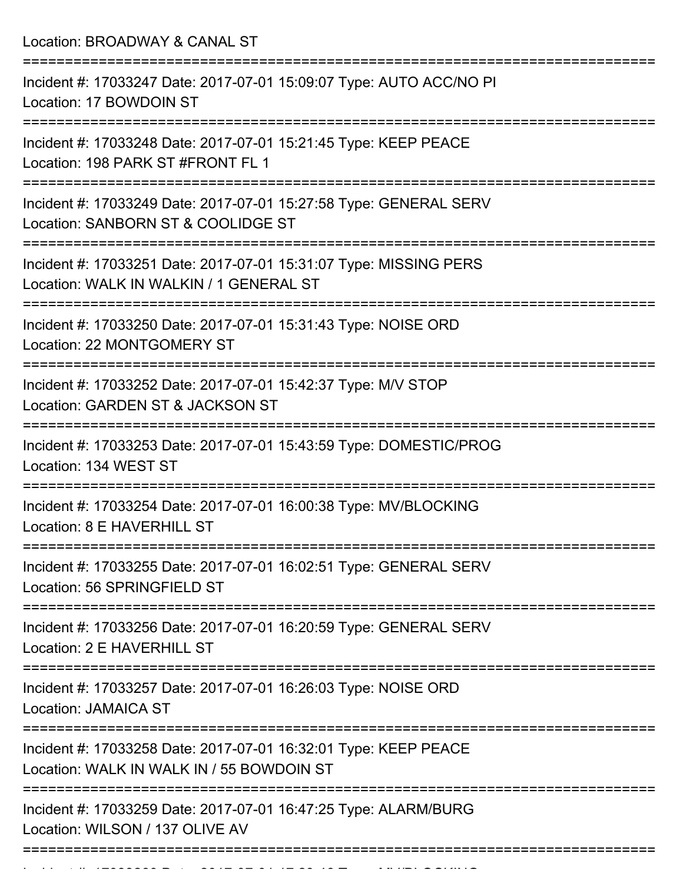Location: BROADWAY & CANAL ST

===========================================================================

Incident #: 17033247 Date: 2017-07-01 15:09:07 Type: AUTO ACC/NO PI
Location: 17 BOWDOIN ST

===========================================================================

Incident #: 17033248 Date: 2017-07-01 15:21:45 Type: KEEP PEACE
Location: 198 PARK ST #FRONT FL 1

===========================================================================

Incident #: 17033249 Date: 2017-07-01 15:27:58 Type: GENERAL SERV
Location: SANBORN ST & COOLIDGE ST

===========================================================================

Incident #: 17033251 Date: 2017-07-01 15:31:07 Type: MISSING PERS
Location: WALK IN WALKIN / 1 GENERAL ST

===========================================================================

Incident #: 17033250 Date: 2017-07-01 15:31:43 Type: NOISE ORD
Location: 22 MONTGOMERY ST

===========================================================================

Incident #: 17033252 Date: 2017-07-01 15:42:37 Type: M/V STOP
Location: GARDEN ST & JACKSON ST

===========================================================================

Incident #: 17033253 Date: 2017-07-01 15:43:59 Type: DOMESTIC/PROG
Location: 134 WEST ST

===========================================================================

Incident #: 17033254 Date: 2017-07-01 16:00:38 Type: MV/BLOCKING
Location: 8 E HAVERHILL ST

===========================================================================

Incident #: 17033255 Date: 2017-07-01 16:02:51 Type: GENERAL SERV
Location: 56 SPRINGFIELD ST

===========================================================================

Incident #: 17033256 Date: 2017-07-01 16:20:59 Type: GENERAL SERV
Location: 2 E HAVERHILL ST

===========================================================================

Incident #: 17033257 Date: 2017-07-01 16:26:03 Type: NOISE ORD
Location: JAMAICA ST

===========================================================================

Incident #: 17033258 Date: 2017-07-01 16:32:01 Type: KEEP PEACE
Location: WALK IN WALK IN / 55 BOWDOIN ST

===========================================================================

Incident #: 17033259 Date: 2017-07-01 16:47:25 Type: ALARM/BURG
Location: WILSON / 137 OLIVE AV

===========================================================================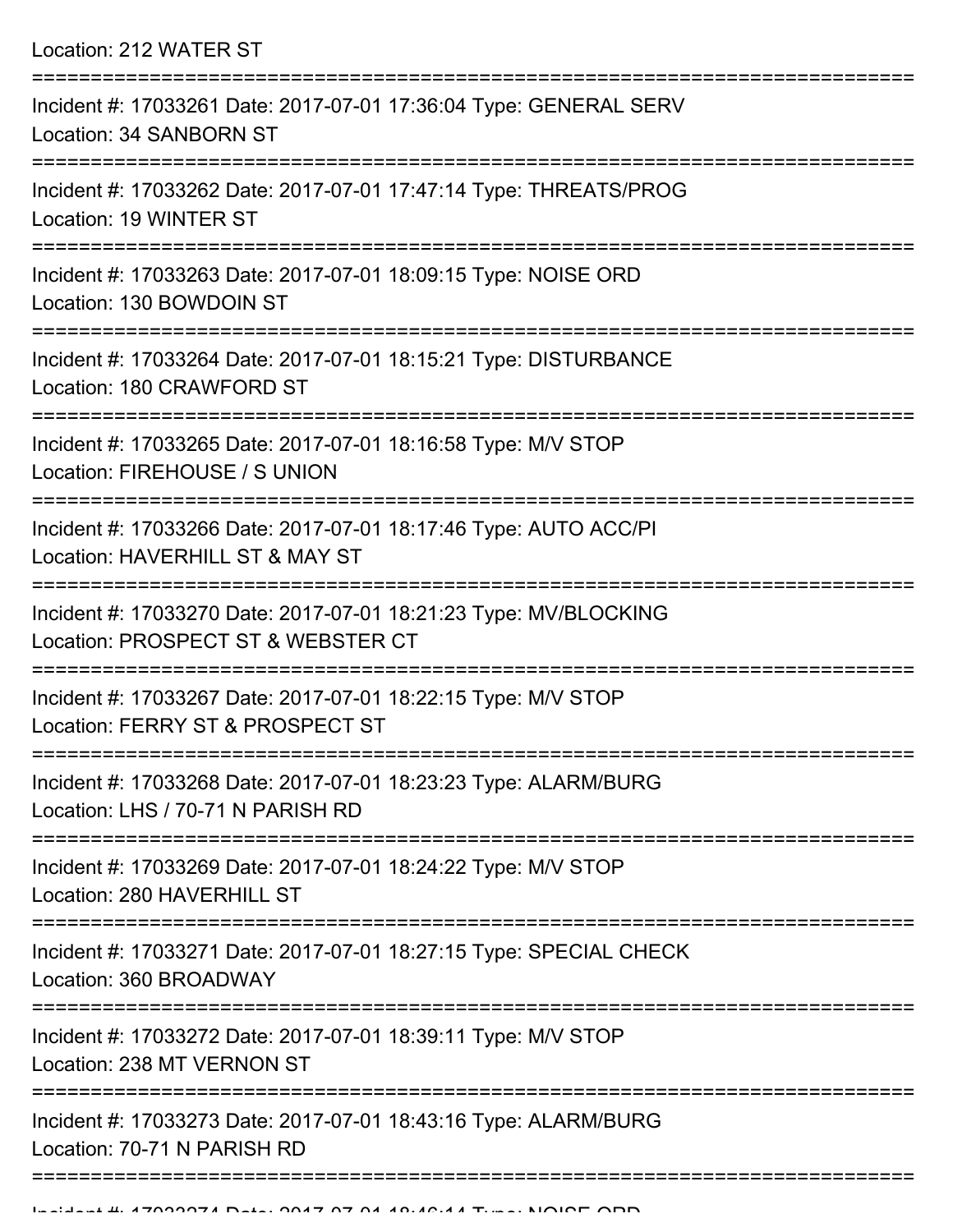Location: 212 WATER ST

===========================================================================

Incident #: 17033261 Date: 2017-07-01 17:36:04 Type: GENERAL SERV
Location: 34 SANBORN ST

===========================================================================

Incident #: 17033262 Date: 2017-07-01 17:47:14 Type: THREATS/PROG
Location: 19 WINTER ST

===========================================================================

Incident #: 17033263 Date: 2017-07-01 18:09:15 Type: NOISE ORD
Location: 130 BOWDOIN ST

===========================================================================

Incident #: 17033264 Date: 2017-07-01 18:15:21 Type: DISTURBANCE
Location: 180 CRAWFORD ST

===========================================================================

Incident #: 17033265 Date: 2017-07-01 18:16:58 Type: M/V STOP
Location: FIREHOUSE / S UNION

===========================================================================

Incident #: 17033266 Date: 2017-07-01 18:17:46 Type: AUTO ACC/PI
Location: HAVERHILL ST & MAY ST

===========================================================================

Incident #: 17033270 Date: 2017-07-01 18:21:23 Type: MV/BLOCKING
Location: PROSPECT ST & WEBSTER CT

===========================================================================

Incident #: 17033267 Date: 2017-07-01 18:22:15 Type: M/V STOP
Location: FERRY ST & PROSPECT ST

===========================================================================

Incident #: 17033268 Date: 2017-07-01 18:23:23 Type: ALARM/BURG
Location: LHS / 70-71 N PARISH RD

===========================================================================

Incident #: 17033269 Date: 2017-07-01 18:24:22 Type: M/V STOP
Location: 280 HAVERHILL ST

===========================================================================

Incident #: 17033271 Date: 2017-07-01 18:27:15 Type: SPECIAL CHECK
Location: 360 BROADWAY

===========================================================================

Incident #: 17033272 Date: 2017-07-01 18:39:11 Type: M/V STOP
Location: 238 MT VERNON ST

===========================================================================

Incident #: 17033273 Date: 2017-07-01 18:43:16 Type: ALARM/BURG
Location: 70-71 N PARISH RD

===========================================================================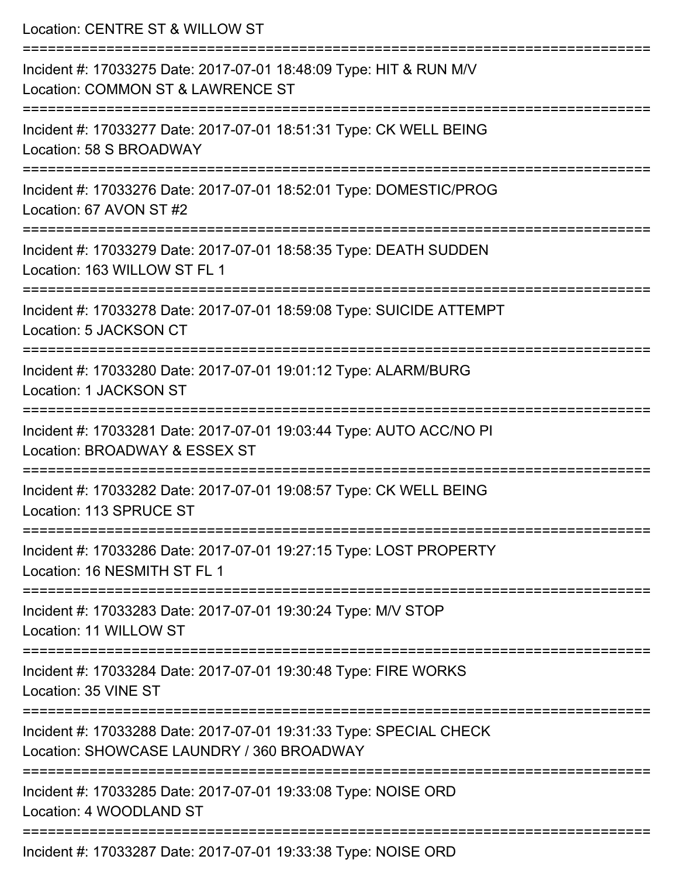Location: CENTRE ST & WILLOW ST

===========================================================================

Incident #: 17033275 Date: 2017-07-01 18:48:09 Type: HIT & RUN M/V
Location: COMMON ST & LAWRENCE ST

===========================================================================

Incident #: 17033277 Date: 2017-07-01 18:51:31 Type: CK WELL BEING
Location: 58 S BROADWAY

===========================================================================

Incident #: 17033276 Date: 2017-07-01 18:52:01 Type: DOMESTIC/PROG
Location: 67 AVON ST #2

===========================================================================

Incident #: 17033279 Date: 2017-07-01 18:58:35 Type: DEATH SUDDEN
Location: 163 WILLOW ST FL 1

===========================================================================

Incident #: 17033278 Date: 2017-07-01 18:59:08 Type: SUICIDE ATTEMPT
Location: 5 JACKSON CT

===========================================================================

Incident #: 17033280 Date: 2017-07-01 19:01:12 Type: ALARM/BURG
Location: 1 JACKSON ST

===========================================================================

Incident #: 17033281 Date: 2017-07-01 19:03:44 Type: AUTO ACC/NO PI
Location: BROADWAY & ESSEX ST

===========================================================================

Incident #: 17033282 Date: 2017-07-01 19:08:57 Type: CK WELL BEING
Location: 113 SPRUCE ST

===========================================================================

Incident #: 17033286 Date: 2017-07-01 19:27:15 Type: LOST PROPERTY
Location: 16 NESMITH ST FL 1

===========================================================================

Incident #: 17033283 Date: 2017-07-01 19:30:24 Type: M/V STOP
Location: 11 WILLOW ST

===========================================================================

Incident #: 17033284 Date: 2017-07-01 19:30:48 Type: FIRE WORKS
Location: 35 VINE ST

===========================================================================

Incident #: 17033288 Date: 2017-07-01 19:31:33 Type: SPECIAL CHECK
Location: SHOWCASE LAUNDRY / 360 BROADWAY

===========================================================================

Incident #: 17033285 Date: 2017-07-01 19:33:08 Type: NOISE ORD
Location: 4 WOODLAND ST

===========================================================================

Incident #: 17033287 Date: 2017-07-01 19:33:38 Type: NOISE ORD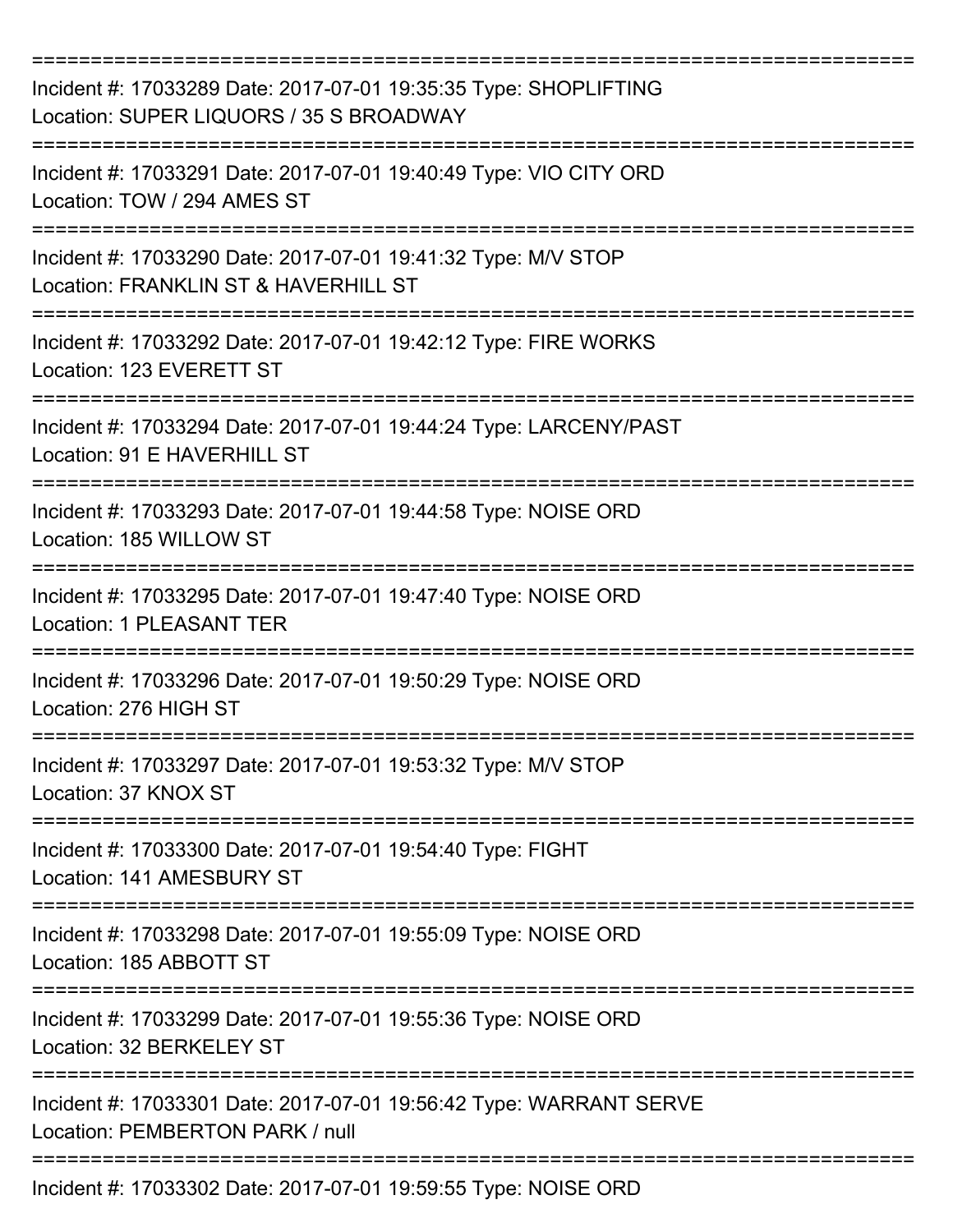===========================================================================

Incident #: 17033289 Date: 2017-07-01 19:35:35 Type: SHOPLIFTING
Location: SUPER LIQUORS / 35 S BROADWAY

===========================================================================

Incident #: 17033291 Date: 2017-07-01 19:40:49 Type: VIO CITY ORD
Location: TOW / 294 AMES ST

===========================================================================

Incident #: 17033290 Date: 2017-07-01 19:41:32 Type: M/V STOP
Location: FRANKLIN ST & HAVERHILL ST

===========================================================================

Incident #: 17033292 Date: 2017-07-01 19:42:12 Type: FIRE WORKS
Location: 123 EVERETT ST

===========================================================================

Incident #: 17033294 Date: 2017-07-01 19:44:24 Type: LARCENY/PAST
Location: 91 E HAVERHILL ST

===========================================================================

Incident #: 17033293 Date: 2017-07-01 19:44:58 Type: NOISE ORD
Location: 185 WILLOW ST

===========================================================================

Incident #: 17033295 Date: 2017-07-01 19:47:40 Type: NOISE ORD
Location: 1 PLEASANT TER

===========================================================================

Incident #: 17033296 Date: 2017-07-01 19:50:29 Type: NOISE ORD
Location: 276 HIGH ST

===========================================================================

Incident #: 17033297 Date: 2017-07-01 19:53:32 Type: M/V STOP
Location: 37 KNOX ST

===========================================================================

Incident #: 17033300 Date: 2017-07-01 19:54:40 Type: FIGHT
Location: 141 AMESBURY ST

===========================================================================

Incident #: 17033298 Date: 2017-07-01 19:55:09 Type: NOISE ORD
Location: 185 ABBOTT ST

===========================================================================

Incident #: 17033299 Date: 2017-07-01 19:55:36 Type: NOISE ORD
Location: 32 BERKELEY ST

===========================================================================

Incident #: 17033301 Date: 2017-07-01 19:56:42 Type: WARRANT SERVE
Location: PEMBERTON PARK / null

===========================================================================

Incident #: 17033302 Date: 2017-07-01 19:59:55 Type: NOISE ORD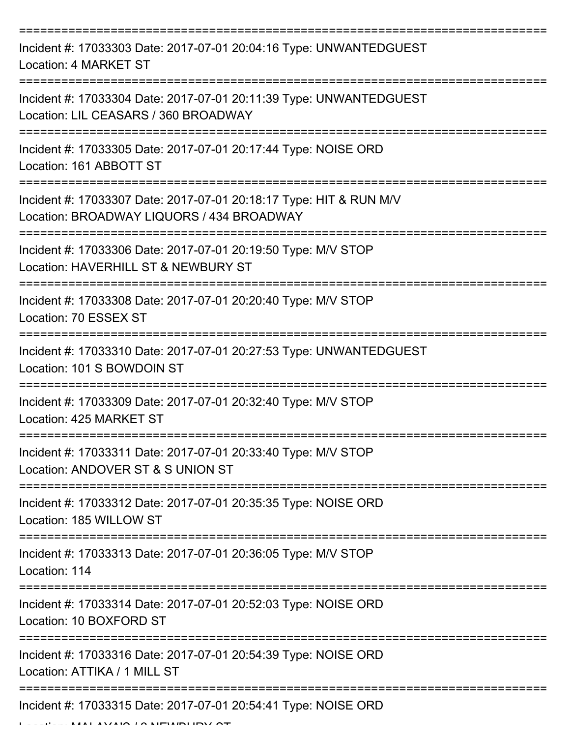===========================================================================

Incident #: 17033303 Date: 2017-07-01 20:04:16 Type: UNWANTEDGUEST

Location: 4 MARKET ST

===========================================================================

Incident #: 17033304 Date: 2017-07-01 20:11:39 Type: UNWANTEDGUEST

Location: LIL CEASARS / 360 BROADWAY

===========================================================================

Incident #: 17033305 Date: 2017-07-01 20:17:44 Type: NOISE ORD

Location: 161 ABBOTT ST

===========================================================================

Incident #: 17033307 Date: 2017-07-01 20:18:17 Type: HIT & RUN M/V

Location: BROADWAY LIQUORS / 434 BROADWAY

===========================================================================

Incident #: 17033306 Date: 2017-07-01 20:19:50 Type: M/V STOP

Location: HAVERHILL ST & NEWBURY ST

===========================================================================

Incident #: 17033308 Date: 2017-07-01 20:20:40 Type: M/V STOP

Location: 70 ESSEX ST

===========================================================================

Incident #: 17033310 Date: 2017-07-01 20:27:53 Type: UNWANTEDGUEST

Location: 101 S BOWDOIN ST

===========================================================================

Incident #: 17033309 Date: 2017-07-01 20:32:40 Type: M/V STOP

Location: 425 MARKET ST

===========================================================================

Incident #: 17033311 Date: 2017-07-01 20:33:40 Type: M/V STOP

Location: ANDOVER ST & S UNION ST

===========================================================================

Incident #: 17033312 Date: 2017-07-01 20:35:35 Type: NOISE ORD

Location: 185 WILLOW ST

===========================================================================

Incident #: 17033313 Date: 2017-07-01 20:36:05 Type: M/V STOP

Location: 114

===========================================================================

Incident #: 17033314 Date: 2017-07-01 20:52:03 Type: NOISE ORD

Location: 10 BOXFORD ST

===========================================================================

Incident #: 17033316 Date: 2017-07-01 20:54:39 Type: NOISE ORD

Location: ATTIKA / 1 MILL ST

===========================================================================

Incident #: 17033315 Date: 2017-07-01 20:54:41 Type: NOISE ORD

Location: MALAYA'S / 2 NEWBURY ST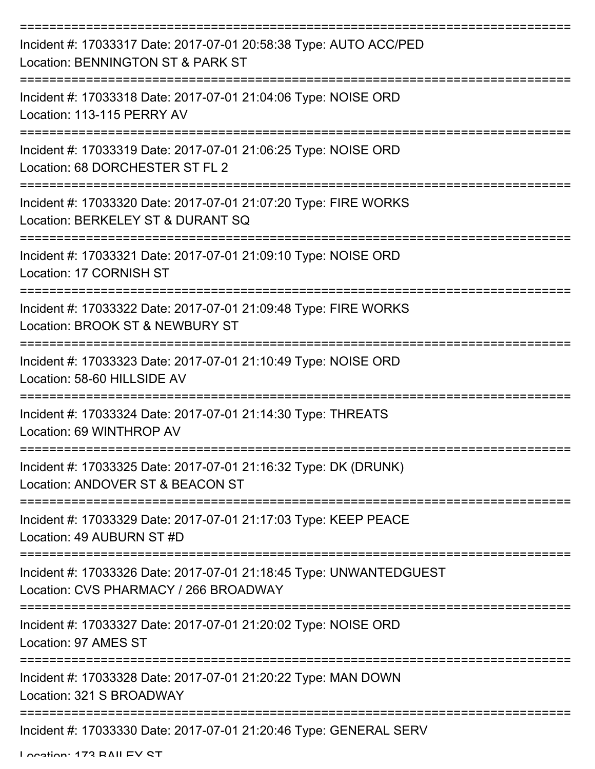===========================================================================

Incident #: 17033317 Date: 2017-07-01 20:58:38 Type: AUTO ACC/PED
Location: BENNINGTON ST & PARK ST

===========================================================================

Incident #: 17033318 Date: 2017-07-01 21:04:06 Type: NOISE ORD
Location: 113-115 PERRY AV

===========================================================================

Incident #: 17033319 Date: 2017-07-01 21:06:25 Type: NOISE ORD
Location: 68 DORCHESTER ST FL 2

===========================================================================

Incident #: 17033320 Date: 2017-07-01 21:07:20 Type: FIRE WORKS
Location: BERKELEY ST & DURANT SQ

===========================================================================

Incident #: 17033321 Date: 2017-07-01 21:09:10 Type: NOISE ORD
Location: 17 CORNISH ST

===========================================================================

Incident #: 17033322 Date: 2017-07-01 21:09:48 Type: FIRE WORKS
Location: BROOK ST & NEWBURY ST

===========================================================================

Incident #: 17033323 Date: 2017-07-01 21:10:49 Type: NOISE ORD
Location: 58-60 HILLSIDE AV

===========================================================================

Incident #: 17033324 Date: 2017-07-01 21:14:30 Type: THREATS
Location: 69 WINTHROP AV

===========================================================================

Incident #: 17033325 Date: 2017-07-01 21:16:32 Type: DK (DRUNK)
Location: ANDOVER ST & BEACON ST

===========================================================================

Incident #: 17033329 Date: 2017-07-01 21:17:03 Type: KEEP PEACE
Location: 49 AUBURN ST #D

===========================================================================

Incident #: 17033326 Date: 2017-07-01 21:18:45 Type: UNWANTEDGUEST
Location: CVS PHARMACY / 266 BROADWAY

===========================================================================

Incident #: 17033327 Date: 2017-07-01 21:20:02 Type: NOISE ORD
Location: 97 AMES ST

===========================================================================

Incident #: 17033328 Date: 2017-07-01 21:20:22 Type: MAN DOWN
Location: 321 S BROADWAY

===========================================================================

Incident #: 17033330 Date: 2017-07-01 21:20:46 Type: GENERAL SERV
Location: 173 BAILEY ST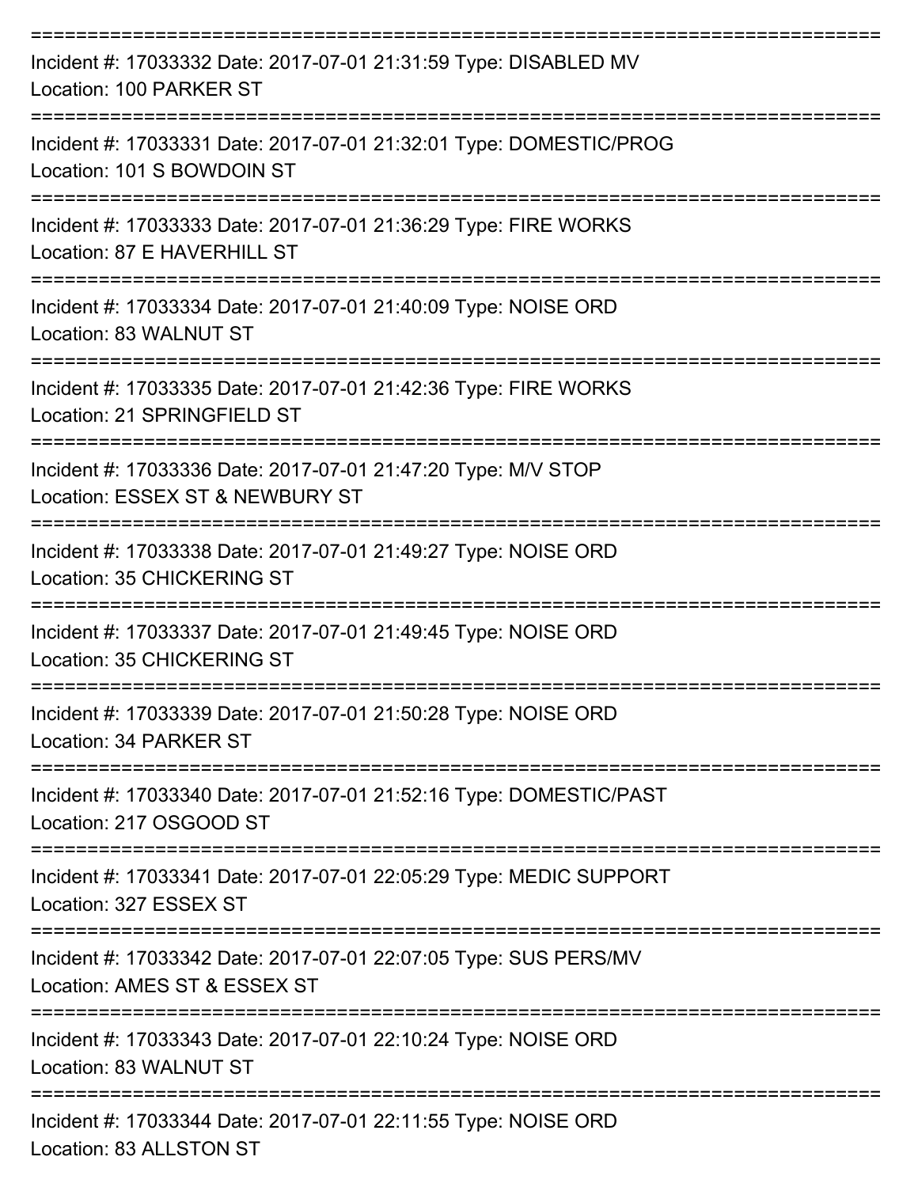===========================================================================

Incident #: 17033332 Date: 2017-07-01 21:31:59 Type: DISABLED MV
Location: 100 PARKER ST

===========================================================================

Incident #: 17033331 Date: 2017-07-01 21:32:01 Type: DOMESTIC/PROG
Location: 101 S BOWDOIN ST

===========================================================================

Incident #: 17033333 Date: 2017-07-01 21:36:29 Type: FIRE WORKS
Location: 87 E HAVERHILL ST

===========================================================================

Incident #: 17033334 Date: 2017-07-01 21:40:09 Type: NOISE ORD
Location: 83 WALNUT ST

===========================================================================

Incident #: 17033335 Date: 2017-07-01 21:42:36 Type: FIRE WORKS
Location: 21 SPRINGFIELD ST

===========================================================================

Incident #: 17033336 Date: 2017-07-01 21:47:20 Type: M/V STOP
Location: ESSEX ST & NEWBURY ST

===========================================================================

Incident #: 17033338 Date: 2017-07-01 21:49:27 Type: NOISE ORD
Location: 35 CHICKERING ST

===========================================================================

Incident #: 17033337 Date: 2017-07-01 21:49:45 Type: NOISE ORD
Location: 35 CHICKERING ST

===========================================================================

Incident #: 17033339 Date: 2017-07-01 21:50:28 Type: NOISE ORD
Location: 34 PARKER ST

===========================================================================

Incident #: 17033340 Date: 2017-07-01 21:52:16 Type: DOMESTIC/PAST
Location: 217 OSGOOD ST

===========================================================================

Incident #: 17033341 Date: 2017-07-01 22:05:29 Type: MEDIC SUPPORT
Location: 327 ESSEX ST

===========================================================================

Incident #: 17033342 Date: 2017-07-01 22:07:05 Type: SUS PERS/MV
Location: AMES ST & ESSEX ST

===========================================================================

Incident #: 17033343 Date: 2017-07-01 22:10:24 Type: NOISE ORD
Location: 83 WALNUT ST

===========================================================================

Incident #: 17033344 Date: 2017-07-01 22:11:55 Type: NOISE ORD
Location: 83 ALLSTON ST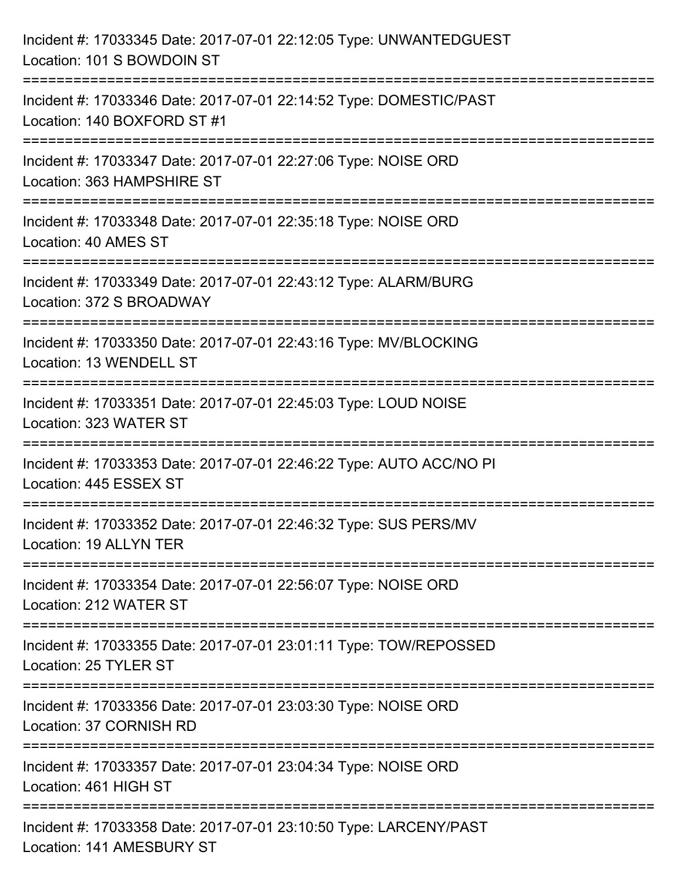Incident #: 17033345 Date: 2017-07-01 22:12:05 Type: UNWANTEDGUEST
Location: 101 S BOWDOIN ST

===========================================================================

Incident #: 17033346 Date: 2017-07-01 22:14:52 Type: DOMESTIC/PAST
Location: 140 BOXFORD ST #1

===========================================================================

Incident #: 17033347 Date: 2017-07-01 22:27:06 Type: NOISE ORD
Location: 363 HAMPSHIRE ST

===========================================================================

Incident #: 17033348 Date: 2017-07-01 22:35:18 Type: NOISE ORD
Location: 40 AMES ST

===========================================================================

Incident #: 17033349 Date: 2017-07-01 22:43:12 Type: ALARM/BURG
Location: 372 S BROADWAY

===========================================================================

Incident #: 17033350 Date: 2017-07-01 22:43:16 Type: MV/BLOCKING
Location: 13 WENDELL ST

===========================================================================

Incident #: 17033351 Date: 2017-07-01 22:45:03 Type: LOUD NOISE
Location: 323 WATER ST

===========================================================================

Incident #: 17033353 Date: 2017-07-01 22:46:22 Type: AUTO ACC/NO PI
Location: 445 ESSEX ST

===========================================================================

Incident #: 17033352 Date: 2017-07-01 22:46:32 Type: SUS PERS/MV
Location: 19 ALLYN TER

===========================================================================

Incident #: 17033354 Date: 2017-07-01 22:56:07 Type: NOISE ORD
Location: 212 WATER ST

===========================================================================

Incident #: 17033355 Date: 2017-07-01 23:01:11 Type: TOW/REPOSSED
Location: 25 TYLER ST

===========================================================================

Incident #: 17033356 Date: 2017-07-01 23:03:30 Type: NOISE ORD
Location: 37 CORNISH RD

===========================================================================

Incident #: 17033357 Date: 2017-07-01 23:04:34 Type: NOISE ORD
Location: 461 HIGH ST

===========================================================================

Incident #: 17033358 Date: 2017-07-01 23:10:50 Type: LARCENY/PAST
Location: 141 AMESBURY ST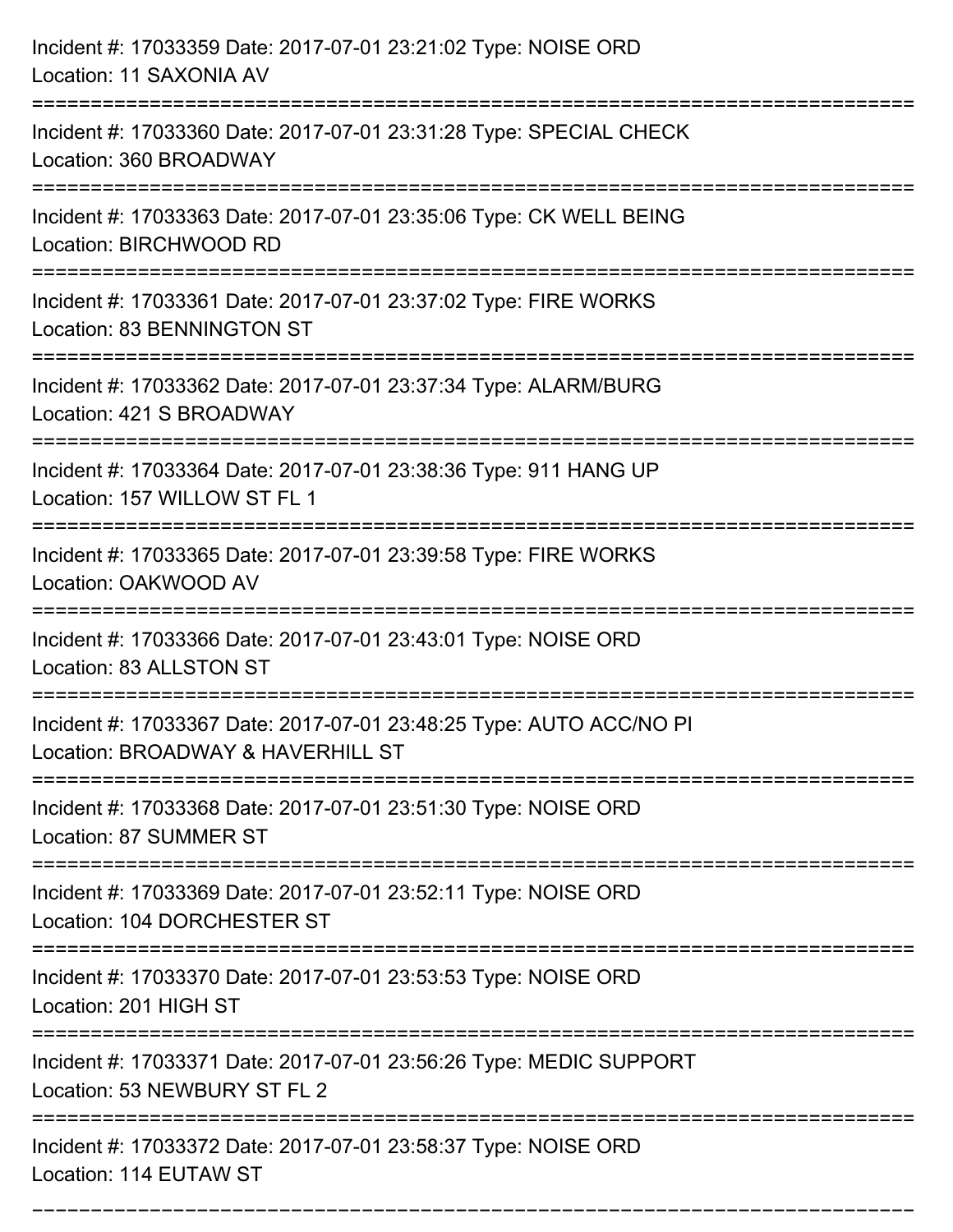Incident #: 17033359 Date: 2017-07-01 23:21:02 Type: NOISE ORD
Location: 11 SAXONIA AV

===========================================================================

Incident #: 17033360 Date: 2017-07-01 23:31:28 Type: SPECIAL CHECK
Location: 360 BROADWAY

===========================================================================

Incident #: 17033363 Date: 2017-07-01 23:35:06 Type: CK WELL BEING
Location: BIRCHWOOD RD

===========================================================================

Incident #: 17033361 Date: 2017-07-01 23:37:02 Type: FIRE WORKS
Location: 83 BENNINGTON ST

===========================================================================

Incident #: 17033362 Date: 2017-07-01 23:37:34 Type: ALARM/BURG
Location: 421 S BROADWAY

===========================================================================

Incident #: 17033364 Date: 2017-07-01 23:38:36 Type: 911 HANG UP
Location: 157 WILLOW ST FL 1

===========================================================================

Incident #: 17033365 Date: 2017-07-01 23:39:58 Type: FIRE WORKS
Location: OAKWOOD AV

===========================================================================

Incident #: 17033366 Date: 2017-07-01 23:43:01 Type: NOISE ORD
Location: 83 ALLSTON ST

===========================================================================

Incident #: 17033367 Date: 2017-07-01 23:48:25 Type: AUTO ACC/NO PI
Location: BROADWAY & HAVERHILL ST

===========================================================================

Incident #: 17033368 Date: 2017-07-01 23:51:30 Type: NOISE ORD
Location: 87 SUMMER ST

===========================================================================

Incident #: 17033369 Date: 2017-07-01 23:52:11 Type: NOISE ORD
Location: 104 DORCHESTER ST

===========================================================================

Incident #: 17033370 Date: 2017-07-01 23:53:53 Type: NOISE ORD
Location: 201 HIGH ST

===========================================================================

Incident #: 17033371 Date: 2017-07-01 23:56:26 Type: MEDIC SUPPORT
Location: 53 NEWBURY ST FL 2

===========================================================================

Incident #: 17033372 Date: 2017-07-01 23:58:37 Type: NOISE ORD
Location: 114 EUTAW ST

===========================================================================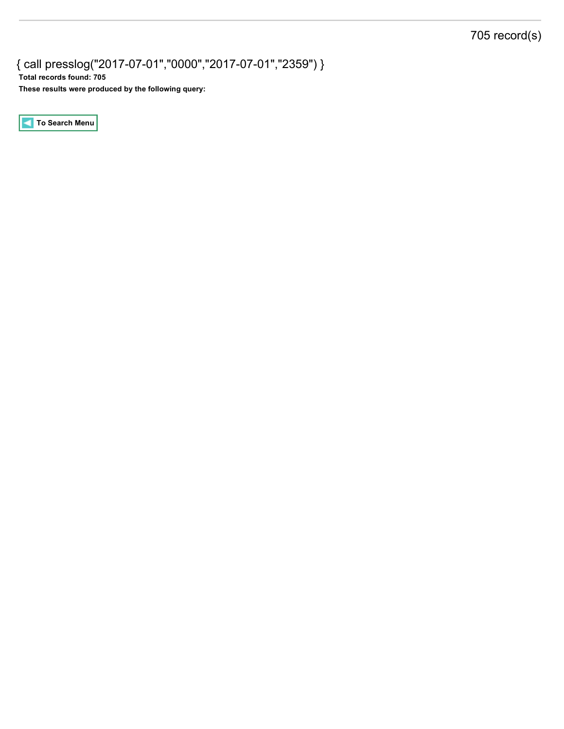705 record(s)

{ call presslog("2017-07-01","0000","2017-07-01","2359") }

**Total records found: 705**

**These results were produced by the following query:**

**To Search Menu**